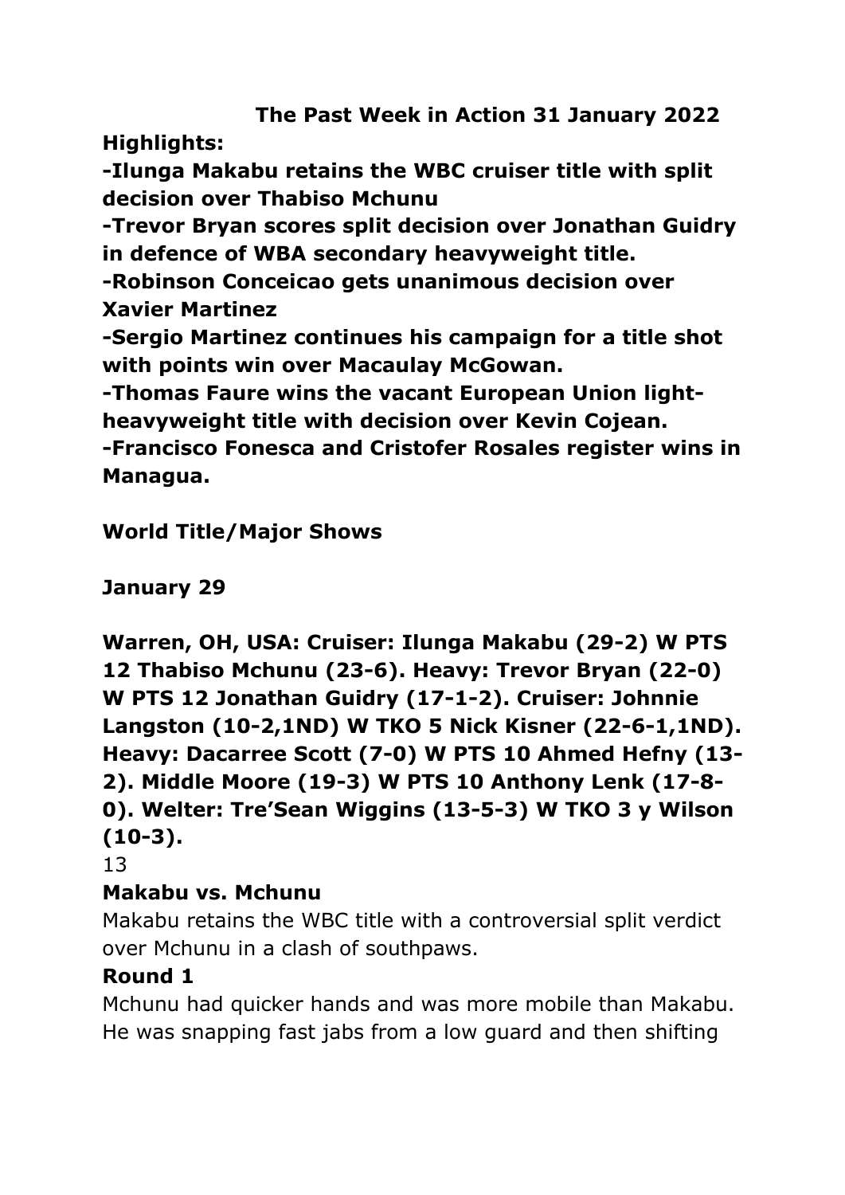# The Past Week in Action 31 January 2022

**Highlights:**

**-Ilunga Makabu retains the WBC cruiser title with split decision over Thabiso Mchunu**

**-Trevor Bryan scores split decision over Jonathan Guidry in defence of WBA secondary heavyweight title.**

**-Robinson Conceicao gets unanimous decision over Xavier Martinez**

**-Sergio Martinez continues his campaign for a title shot with points win over Macaulay McGowan.**

**-Thomas Faure wins the vacant European Union light-heavyweight title with decision over Kevin Cojean.**

**-Francisco Fonesca and Cristofer Rosales register wins in Managua.**

**World Title/Major Shows**

**January 29**

**Warren, OH, USA: Cruiser: Ilunga Makabu (29-2) W PTS 12 Thabiso Mchunu (23-6). Heavy: Trevor Bryan (22-0) W PTS 12 Jonathan Guidry (17-1-2). Cruiser: Johnnie Langston (10-2,1ND) W TKO 5 Nick Kisner (22-6-1,1ND). Heavy: Dacarree Scott (7-0) W PTS 10 Ahmed Hefny (13-2). Middle Moore (19-3) W PTS 10 Anthony Lenk (17-8-0). Welter: Tre'Sean Wiggins (13-5-3) W TKO 3 y Wilson (10-3).**

13

**Makabu vs. Mchunu**

Makabu retains the WBC title with a controversial split verdict over Mchunu in a clash of southpaws.

**Round 1**

Mchunu had quicker hands and was more mobile than Makabu. He was snapping fast jabs from a low guard and then shifting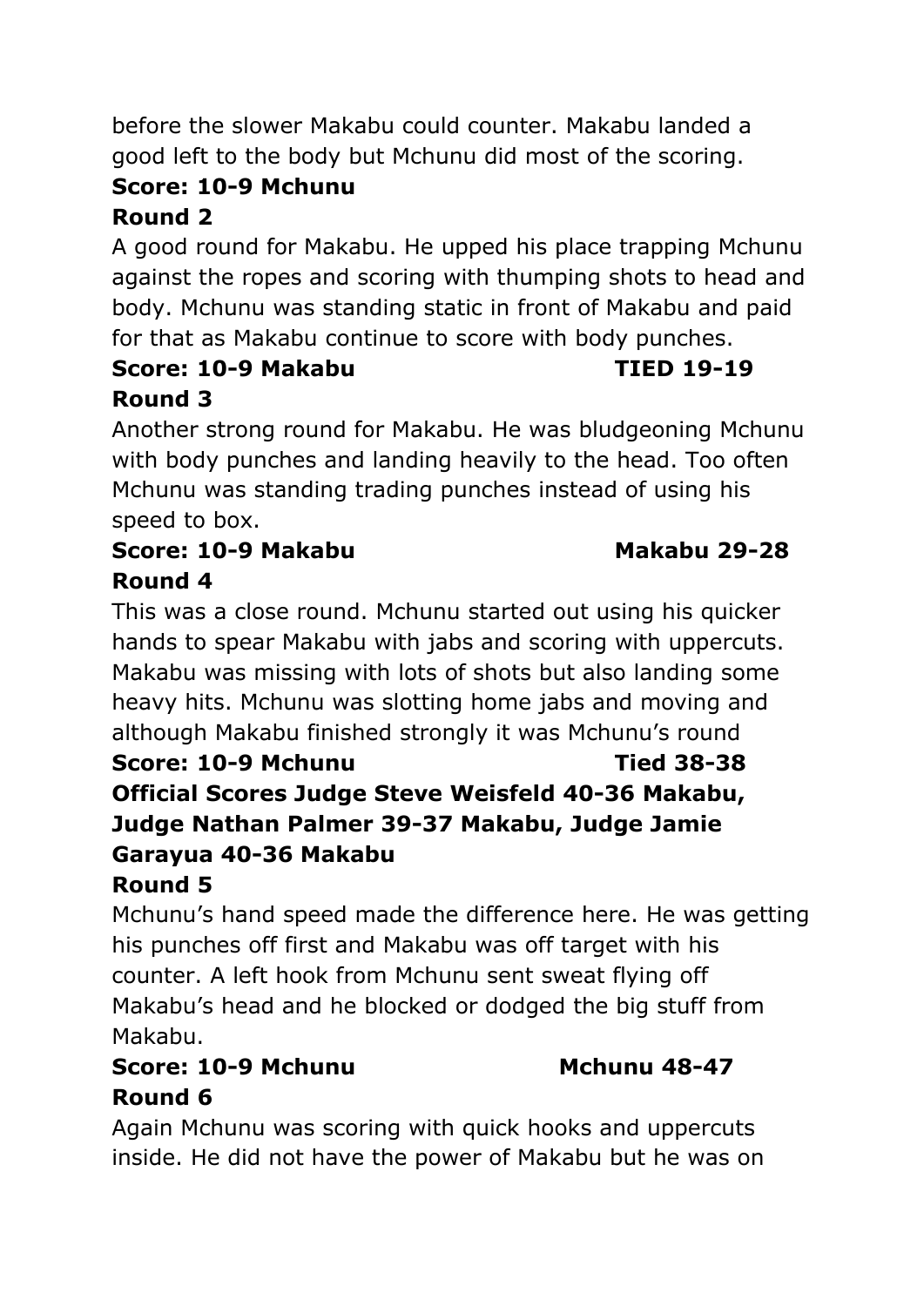before the slower Makabu could counter. Makabu landed a good left to the body but Mchunu did most of the scoring.

**Score: 10-9 Mchunu**

**Round 2**

A good round for Makabu. He upped his place trapping Mchunu against the ropes and scoring with thumping shots to head and body. Mchunu was standing static in front of Makabu and paid for that as Makabu continue to score with body punches.

**Score: 10-9 Makabu TIED 19-19**

**Round 3**

Another strong round for Makabu. He was bludgeoning Mchunu with body punches and landing heavily to the head. Too often Mchunu was standing trading punches instead of using his speed to box.

**Score: 10-9 Makabu Makabu 29-28**

**Round 4**

This was a close round. Mchunu started out using his quicker hands to spear Makabu with jabs and scoring with uppercuts. Makabu was missing with lots of shots but also landing some heavy hits. Mchunu was slotting home jabs and moving and although Makabu finished strongly it was Mchunu's round

**Score: 10-9 Mchunu Tied 38-38**

**Official Scores Judge Steve Weisfeld 40-36 Makabu, Judge Nathan Palmer 39-37 Makabu, Judge Jamie Garayua 40-36 Makabu**

**Round 5**

Mchunu's hand speed made the difference here. He was getting his punches off first and Makabu was off target with his counter. A left hook from Mchunu sent sweat flying off Makabu's head and he blocked or dodged the big stuff from Makabu.

**Score: 10-9 Mchunu Mchunu 48-47**

**Round 6**

Again Mchunu was scoring with quick hooks and uppercuts inside. He did not have the power of Makabu but he was on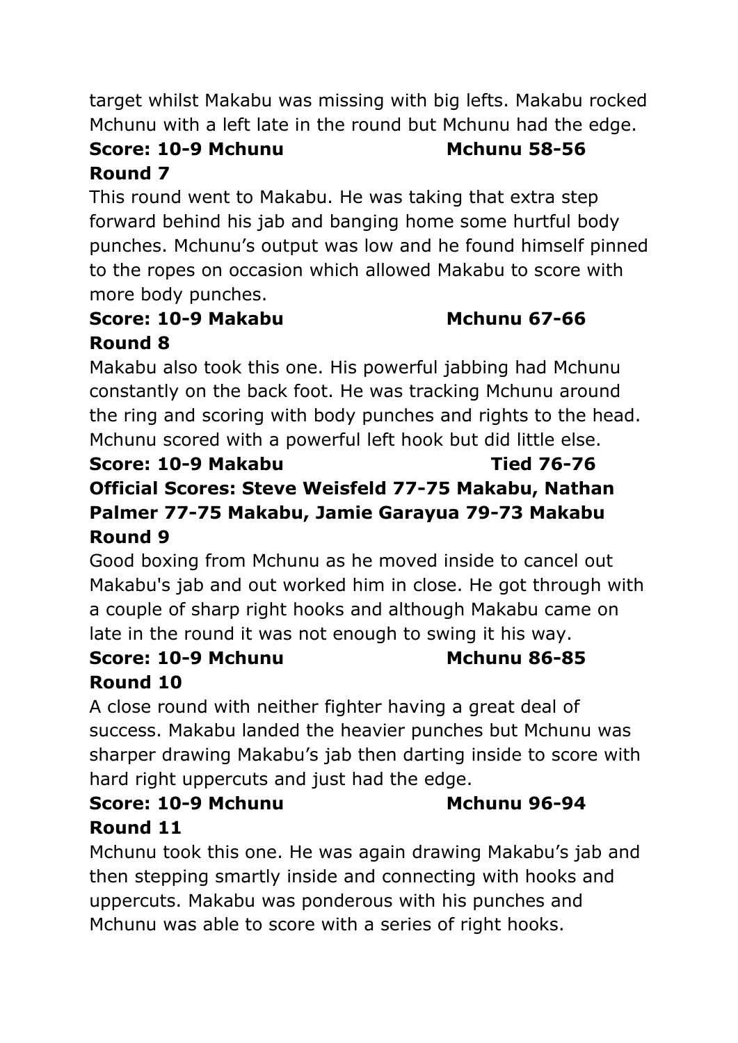target whilst Makabu was missing with big lefts. Makabu rocked Mchunu with a left late in the round but Mchunu had the edge.

**Score: 10-9 Mchunu Mchunu 58-56**

**Round 7**

This round went to Makabu. He was taking that extra step forward behind his jab and banging home some hurtful body punches. Mchunu's output was low and he found himself pinned to the ropes on occasion which allowed Makabu to score with more body punches.

**Score: 10-9 Makabu Mchunu 67-66**

**Round 8**

Makabu also took this one. His powerful jabbing had Mchunu constantly on the back foot. He was tracking Mchunu around the ring and scoring with body punches and rights to the head. Mchunu scored with a powerful left hook but did little else.

**Score: 10-9 Makabu Tied 76-76**

**Official Scores: Steve Weisfeld 77-75 Makabu, Nathan Palmer 77-75 Makabu, Jamie Garayua 79-73 Makabu**

**Round 9**

Good boxing from Mchunu as he moved inside to cancel out Makabu's jab and out worked him in close. He got through with a couple of sharp right hooks and although Makabu came on late in the round it was not enough to swing it his way.

**Score: 10-9 Mchunu Mchunu 86-85**

**Round 10**

A close round with neither fighter having a great deal of success. Makabu landed the heavier punches but Mchunu was sharper drawing Makabu's jab then darting inside to score with hard right uppercuts and just had the edge.

**Score: 10-9 Mchunu Mchunu 96-94**

**Round 11**

Mchunu took this one. He was again drawing Makabu's jab and then stepping smartly inside and connecting with hooks and uppercuts. Makabu was ponderous with his punches and Mchunu was able to score with a series of right hooks.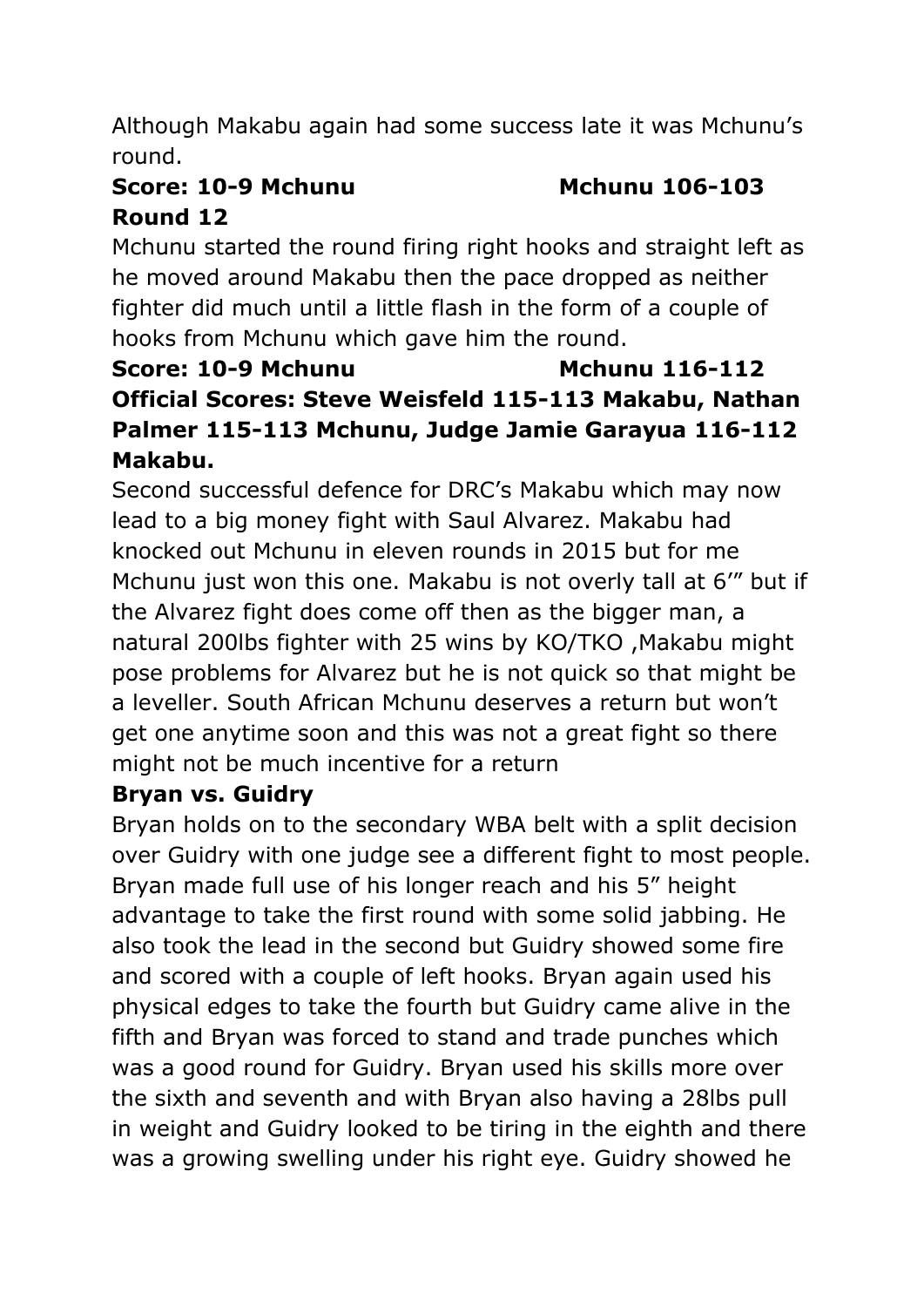Although Makabu again had some success late it was Mchunu's round.

**Score: 10-9 Mchunu Mchunu 106-103**

**Round 12**

Mchunu started the round firing right hooks and straight left as he moved around Makabu then the pace dropped as neither fighter did much until a little flash in the form of a couple of hooks from Mchunu which gave him the round.

**Score: 10-9 Mchunu Mchunu 116-112**

**Official Scores: Steve Weisfeld 115-113 Makabu, Nathan Palmer 115-113 Mchunu, Judge Jamie Garayua 116-112 Makabu.**

Second successful defence for DRC's Makabu which may now lead to a big money fight with Saul Alvarez. Makabu had knocked out Mchunu in eleven rounds in 2015 but for me Mchunu just won this one. Makabu is not overly tall at 6'" but if the Alvarez fight does come off then as the bigger man, a natural 200lbs fighter with 25 wins by KO/TKO ,Makabu might pose problems for Alvarez but he is not quick so that might be a leveller. South African Mchunu deserves a return but won't get one anytime soon and this was not a great fight so there might not be much incentive for a return

**Bryan vs. Guidry**

Bryan holds on to the secondary WBA belt with a split decision over Guidry with one judge see a different fight to most people. Bryan made full use of his longer reach and his 5" height advantage to take the first round with some solid jabbing. He also took the lead in the second but Guidry showed some fire and scored with a couple of left hooks. Bryan again used his physical edges to take the fourth but Guidry came alive in the fifth and Bryan was forced to stand and trade punches which was a good round for Guidry. Bryan used his skills more over the sixth and seventh and with Bryan also having a 28lbs pull in weight and Guidry looked to be tiring in the eighth and there was a growing swelling under his right eye. Guidry showed he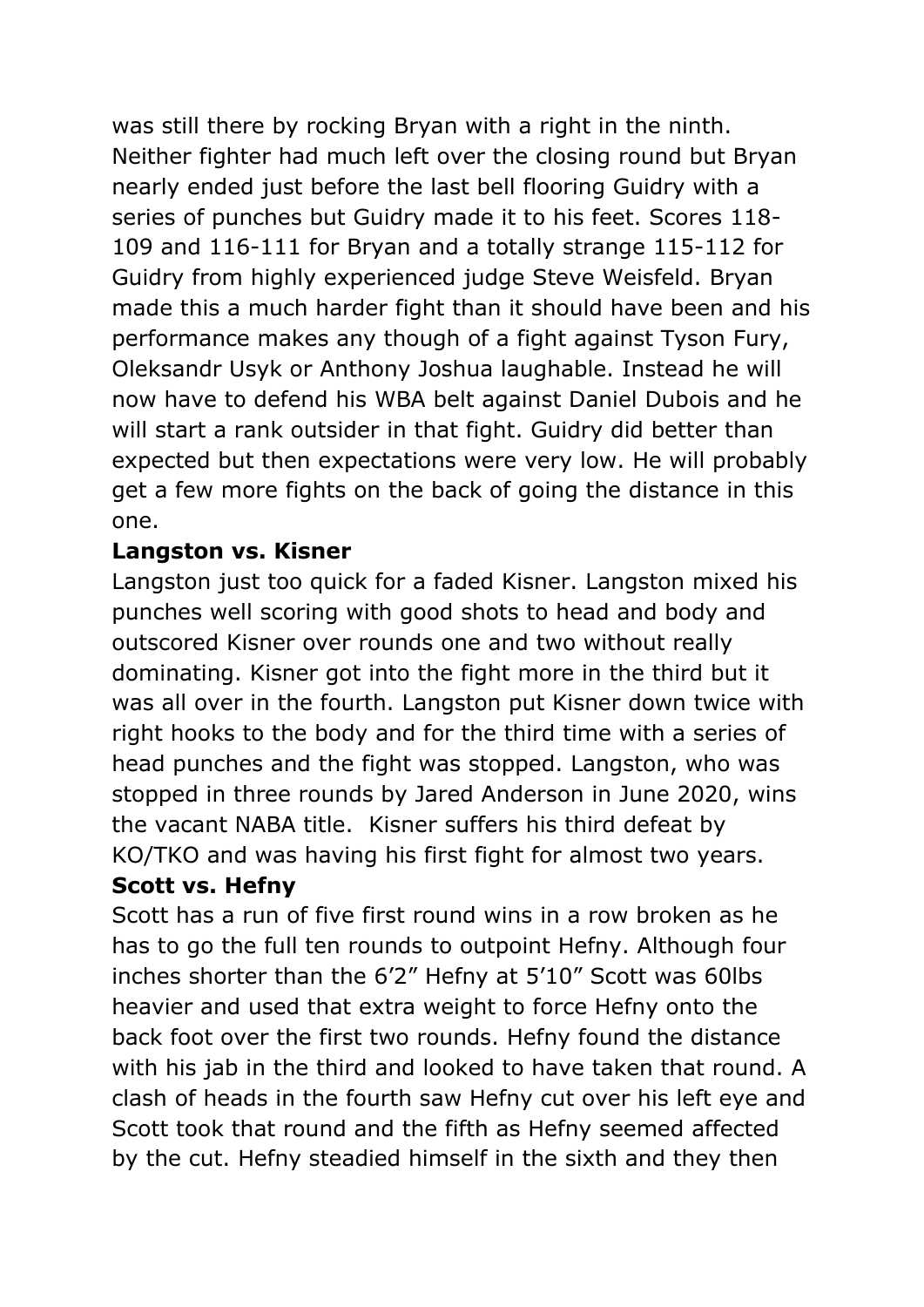was still there by rocking Bryan with a right in the ninth. Neither fighter had much left over the closing round but Bryan nearly ended just before the last bell flooring Guidry with a series of punches but Guidry made it to his feet. Scores 118-109 and 116-111 for Bryan and a totally strange 115-112 for Guidry from highly experienced judge Steve Weisfeld. Bryan made this a much harder fight than it should have been and his performance makes any though of a fight against Tyson Fury, Oleksandr Usyk or Anthony Joshua laughable. Instead he will now have to defend his WBA belt against Daniel Dubois and he will start a rank outsider in that fight. Guidry did better than expected but then expectations were very low. He will probably get a few more fights on the back of going the distance in this one.

**Langston vs. Kisner**

Langston just too quick for a faded Kisner. Langston mixed his punches well scoring with good shots to head and body and outscored Kisner over rounds one and two without really dominating. Kisner got into the fight more in the third but it was all over in the fourth. Langston put Kisner down twice with right hooks to the body and for the third time with a series of head punches and the fight was stopped. Langston, who was stopped in three rounds by Jared Anderson in June 2020, wins the vacant NABA title. Kisner suffers his third defeat by KO/TKO and was having his first fight for almost two years.

**Scott vs. Hefny**

Scott has a run of five first round wins in a row broken as he has to go the full ten rounds to outpoint Hefny. Although four inches shorter than the 6’2” Hefny at 5’10” Scott was 60lbs heavier and used that extra weight to force Hefny onto the back foot over the first two rounds. Hefny found the distance with his jab in the third and looked to have taken that round. A clash of heads in the fourth saw Hefny cut over his left eye and Scott took that round and the fifth as Hefny seemed affected by the cut. Hefny steadied himself in the sixth and they then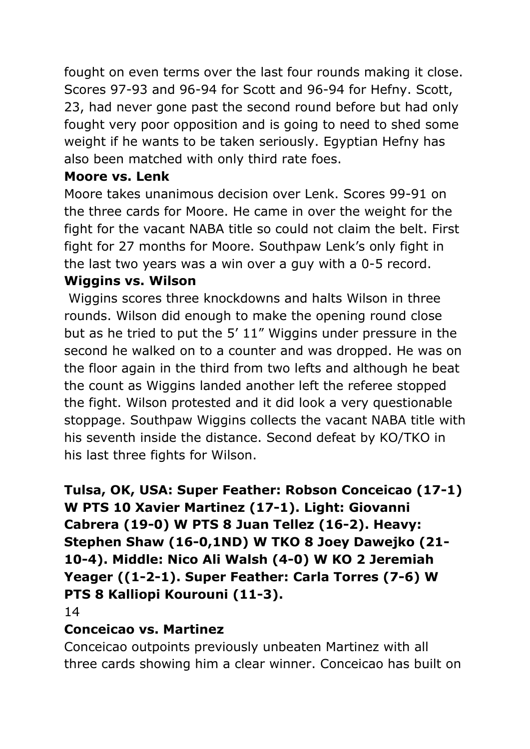fought on even terms over the last four rounds making it close. Scores 97-93 and 96-94 for Scott and 96-94 for Hefny. Scott, 23, had never gone past the second round before but had only fought very poor opposition and is going to need to shed some weight if he wants to be taken seriously. Egyptian Hefny has also been matched with only third rate foes.

**Moore vs. Lenk**

Moore takes unanimous decision over Lenk. Scores 99-91 on the three cards for Moore. He came in over the weight for the fight for the vacant NABA title so could not claim the belt. First fight for 27 months for Moore. Southpaw Lenk's only fight in the last two years was a win over a guy with a 0-5 record.

**Wiggins vs. Wilson**

Wiggins scores three knockdowns and halts Wilson in three rounds. Wilson did enough to make the opening round close but as he tried to put the 5' 11" Wiggins under pressure in the second he walked on to a counter and was dropped. He was on the floor again in the third from two lefts and although he beat the count as Wiggins landed another left the referee stopped the fight. Wilson protested and it did look a very questionable stoppage. Southpaw Wiggins collects the vacant NABA title with his seventh inside the distance. Second defeat by KO/TKO in his last three fights for Wilson.

**Tulsa, OK, USA: Super Feather: Robson Conceicao (17-1) W PTS 10 Xavier Martinez (17-1). Light: Giovanni Cabrera (19-0) W PTS 8 Juan Tellez (16-2). Heavy: Stephen Shaw (16-0,1ND) W TKO 8 Joey Dawejko (21-10-4). Middle: Nico Ali Walsh (4-0) W KO 2 Jeremiah Yeager ((1-2-1). Super Feather: Carla Torres (7-6) W PTS 8 Kalliopi Kourouni (11-3).**

**Conceicao vs. Martinez**

Conceicao outpoints previously unbeaten Martinez with all three cards showing him a clear winner. Conceicao has built on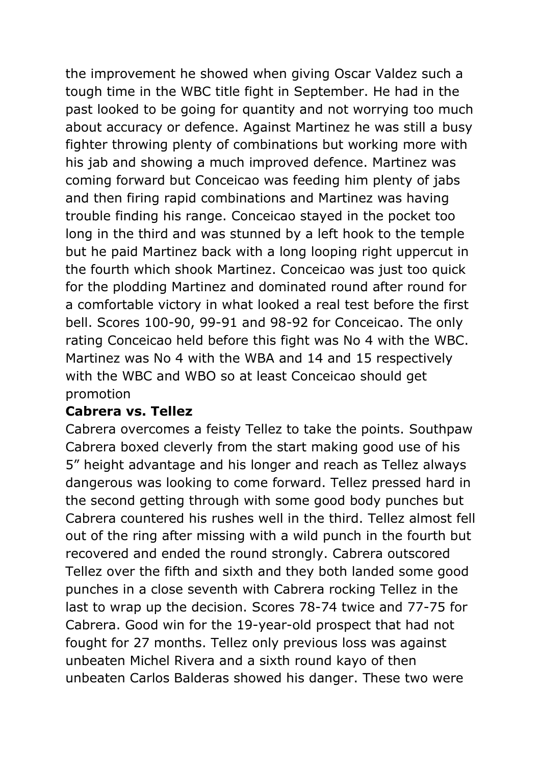the improvement he showed when giving Oscar Valdez such a tough time in the WBC title fight in September. He had in the past looked to be going for quantity and not worrying too much about accuracy or defence. Against Martinez he was still a busy fighter throwing plenty of combinations but working more with his jab and showing a much improved defence. Martinez was coming forward but Conceicao was feeding him plenty of jabs and then firing rapid combinations and Martinez was having trouble finding his range. Conceicao stayed in the pocket too long in the third and was stunned by a left hook to the temple but he paid Martinez back with a long looping right uppercut in the fourth which shook Martinez. Conceicao was just too quick for the plodding Martinez and dominated round after round for a comfortable victory in what looked a real test before the first bell. Scores 100-90, 99-91 and 98-92 for Conceicao. The only rating Conceicao held before this fight was No 4 with the WBC. Martinez was No 4 with the WBA and 14 and 15 respectively with the WBC and WBO so at least Conceicao should get promotion

**Cabrera vs. Tellez**

Cabrera overcomes a feisty Tellez to take the points. Southpaw Cabrera boxed cleverly from the start making good use of his 5" height advantage and his longer and reach as Tellez always dangerous was looking to come forward. Tellez pressed hard in the second getting through with some good body punches but Cabrera countered his rushes well in the third. Tellez almost fell out of the ring after missing with a wild punch in the fourth but recovered and ended the round strongly. Cabrera outscored Tellez over the fifth and sixth and they both landed some good punches in a close seventh with Cabrera rocking Tellez in the last to wrap up the decision. Scores 78-74 twice and 77-75 for Cabrera. Good win for the 19-year-old prospect that had not fought for 27 months. Tellez only previous loss was against unbeaten Michel Rivera and a sixth round kayo of then unbeaten Carlos Balderas showed his danger. These two were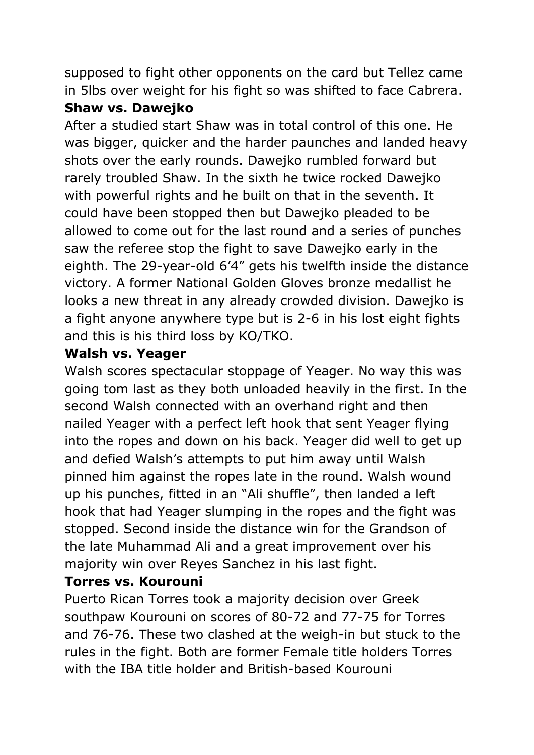supposed to fight other opponents on the card but Tellez came in 5lbs over weight for his fight so was shifted to face Cabrera.

**Shaw vs. Dawejko**

After a studied start Shaw was in total control of this one. He was bigger, quicker and the harder paunches and landed heavy shots over the early rounds. Dawejko rumbled forward but rarely troubled Shaw. In the sixth he twice rocked Dawejko with powerful rights and he built on that in the seventh. It could have been stopped then but Dawejko pleaded to be allowed to come out for the last round and a series of punches saw the referee stop the fight to save Dawejko early in the eighth. The 29-year-old 6'4" gets his twelfth inside the distance victory. A former National Golden Gloves bronze medallist he looks a new threat in any already crowded division. Dawejko is a fight anyone anywhere type but is 2-6 in his lost eight fights and this is his third loss by KO/TKO.

**Walsh vs. Yeager**

Walsh scores spectacular stoppage of Yeager. No way this was going tom last as they both unloaded heavily in the first. In the second Walsh connected with an overhand right and then nailed Yeager with a perfect left hook that sent Yeager flying into the ropes and down on his back. Yeager did well to get up and defied Walsh's attempts to put him away until Walsh pinned him against the ropes late in the round. Walsh wound up his punches, fitted in an "Ali shuffle", then landed a left hook that had Yeager slumping in the ropes and the fight was stopped. Second inside the distance win for the Grandson of the late Muhammad Ali and a great improvement over his majority win over Reyes Sanchez in his last fight.

**Torres vs. Kourouni**

Puerto Rican Torres took a majority decision over Greek southpaw Kourouni on scores of 80-72 and 77-75 for Torres and 76-76. These two clashed at the weigh-in but stuck to the rules in the fight. Both are former Female title holders Torres with the IBA title holder and British-based Kourouni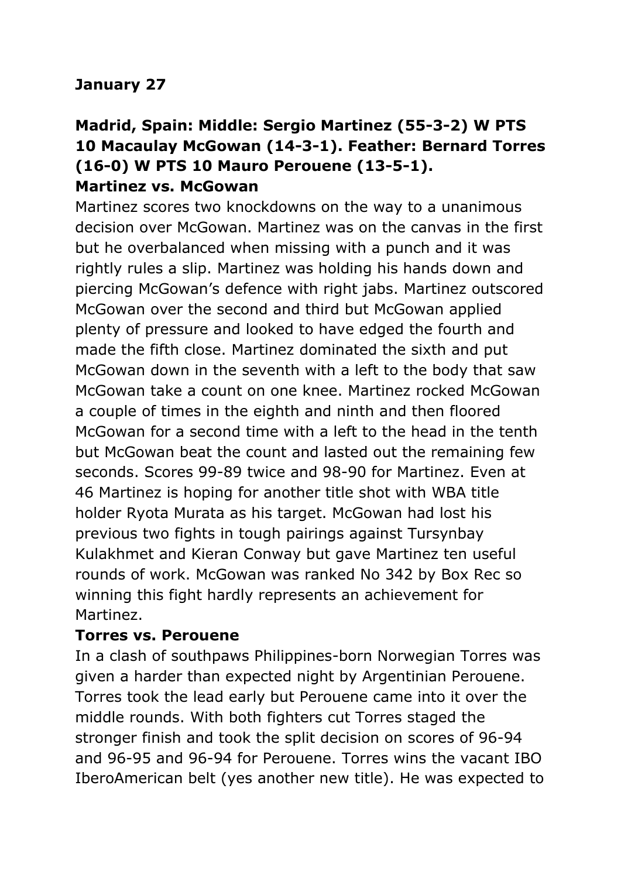**January 27**

**Madrid, Spain: Middle: Sergio Martinez (55-3-2) W PTS 10 Macaulay McGowan (14-3-1). Feather: Bernard Torres (16-0) W PTS 10 Mauro Perouene (13-5-1).**

**Martinez vs. McGowan**

Martinez scores two knockdowns on the way to a unanimous decision over McGowan. Martinez was on the canvas in the first but he overbalanced when missing with a punch and it was rightly rules a slip. Martinez was holding his hands down and piercing McGowan's defence with right jabs. Martinez outscored McGowan over the second and third but McGowan applied plenty of pressure and looked to have edged the fourth and made the fifth close. Martinez dominated the sixth and put McGowan down in the seventh with a left to the body that saw McGowan take a count on one knee. Martinez rocked McGowan a couple of times in the eighth and ninth and then floored McGowan for a second time with a left to the head in the tenth but McGowan beat the count and lasted out the remaining few seconds. Scores 99-89 twice and 98-90 for Martinez. Even at 46 Martinez is hoping for another title shot with WBA title holder Ryota Murata as his target. McGowan had lost his previous two fights in tough pairings against Tursynbay Kulakhmet and Kieran Conway but gave Martinez ten useful rounds of work. McGowan was ranked No 342 by Box Rec so winning this fight hardly represents an achievement for Martinez.

**Torres vs. Perouene**

In a clash of southpaws Philippines-born Norwegian Torres was given a harder than expected night by Argentinian Perouene. Torres took the lead early but Perouene came into it over the middle rounds. With both fighters cut Torres staged the stronger finish and took the split decision on scores of 96-94 and 96-95 and 96-94 for Perouene. Torres wins the vacant IBO IberoAmerican belt (yes another new title). He was expected to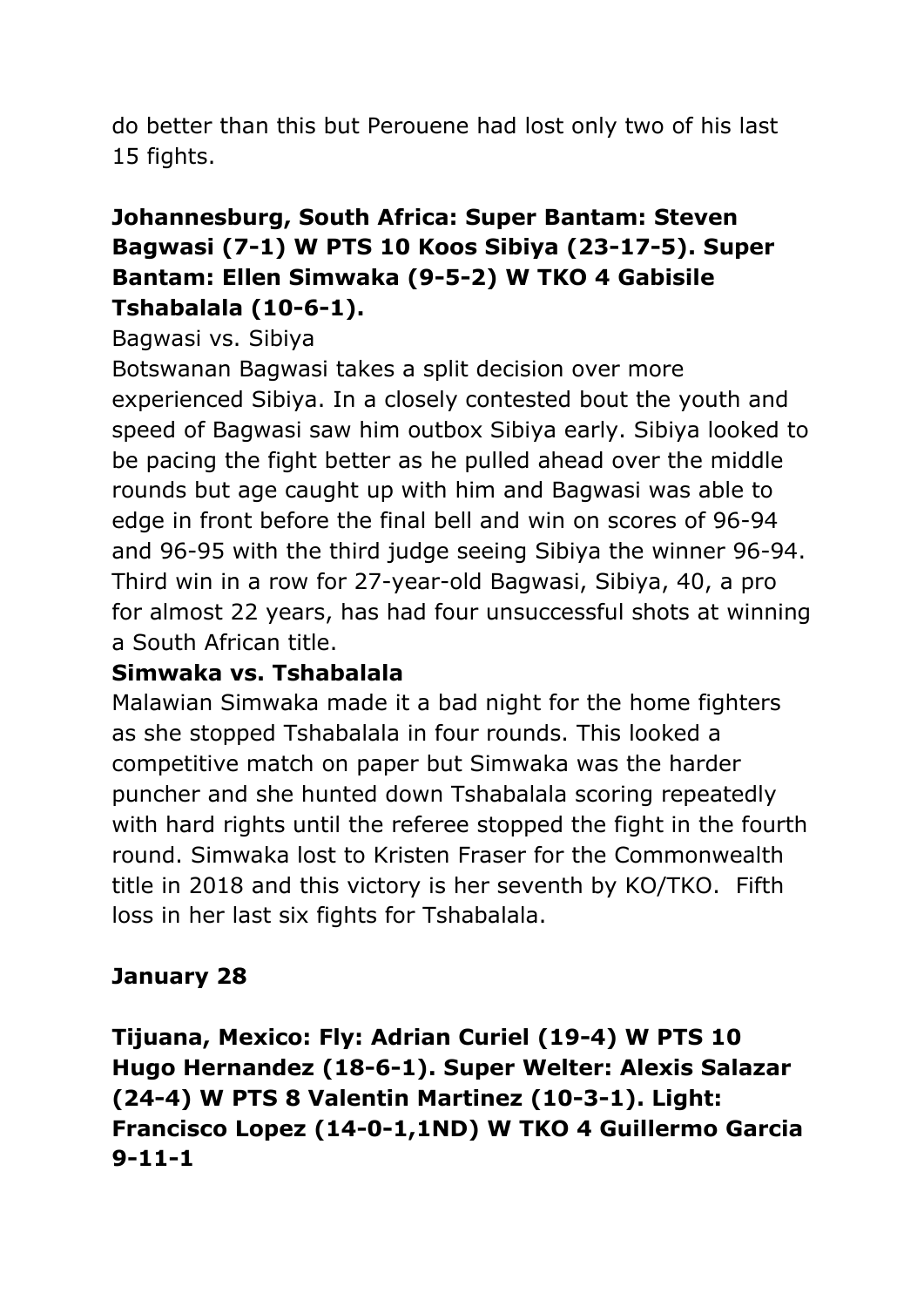do better than this but Perouene had lost only two of his last 15 fights.

**Johannesburg, South Africa: Super Bantam: Steven Bagwasi (7-1) W PTS 10 Koos Sibiya (23-17-5). Super Bantam: Ellen Simwaka (9-5-2) W TKO 4 Gabisile Tshabalala (10-6-1).**

Bagwasi vs. Sibiya

Botswanan Bagwasi takes a split decision over more experienced Sibiya. In a closely contested bout the youth and speed of Bagwasi saw him outbox Sibiya early. Sibiya looked to be pacing the fight better as he pulled ahead over the middle rounds but age caught up with him and Bagwasi was able to edge in front before the final bell and win on scores of 96-94 and 96-95 with the third judge seeing Sibiya the winner 96-94. Third win in a row for 27-year-old Bagwasi, Sibiya, 40, a pro for almost 22 years, has had four unsuccessful shots at winning a South African title.

**Simwaka vs. Tshabalala**

Malawian Simwaka made it a bad night for the home fighters as she stopped Tshabalala in four rounds. This looked a competitive match on paper but Simwaka was the harder puncher and she hunted down Tshabalala scoring repeatedly with hard rights until the referee stopped the fight in the fourth round. Simwaka lost to Kristen Fraser for the Commonwealth title in 2018 and this victory is her seventh by KO/TKO. Fifth loss in her last six fights for Tshabalala.

**January 28**

**Tijuana, Mexico: Fly: Adrian Curiel (19-4) W PTS 10 Hugo Hernandez (18-6-1). Super Welter: Alexis Salazar (24-4) W PTS 8 Valentin Martinez (10-3-1). Light: Francisco Lopez (14-0-1,1ND) W TKO 4 Guillermo Garcia 9-11-1**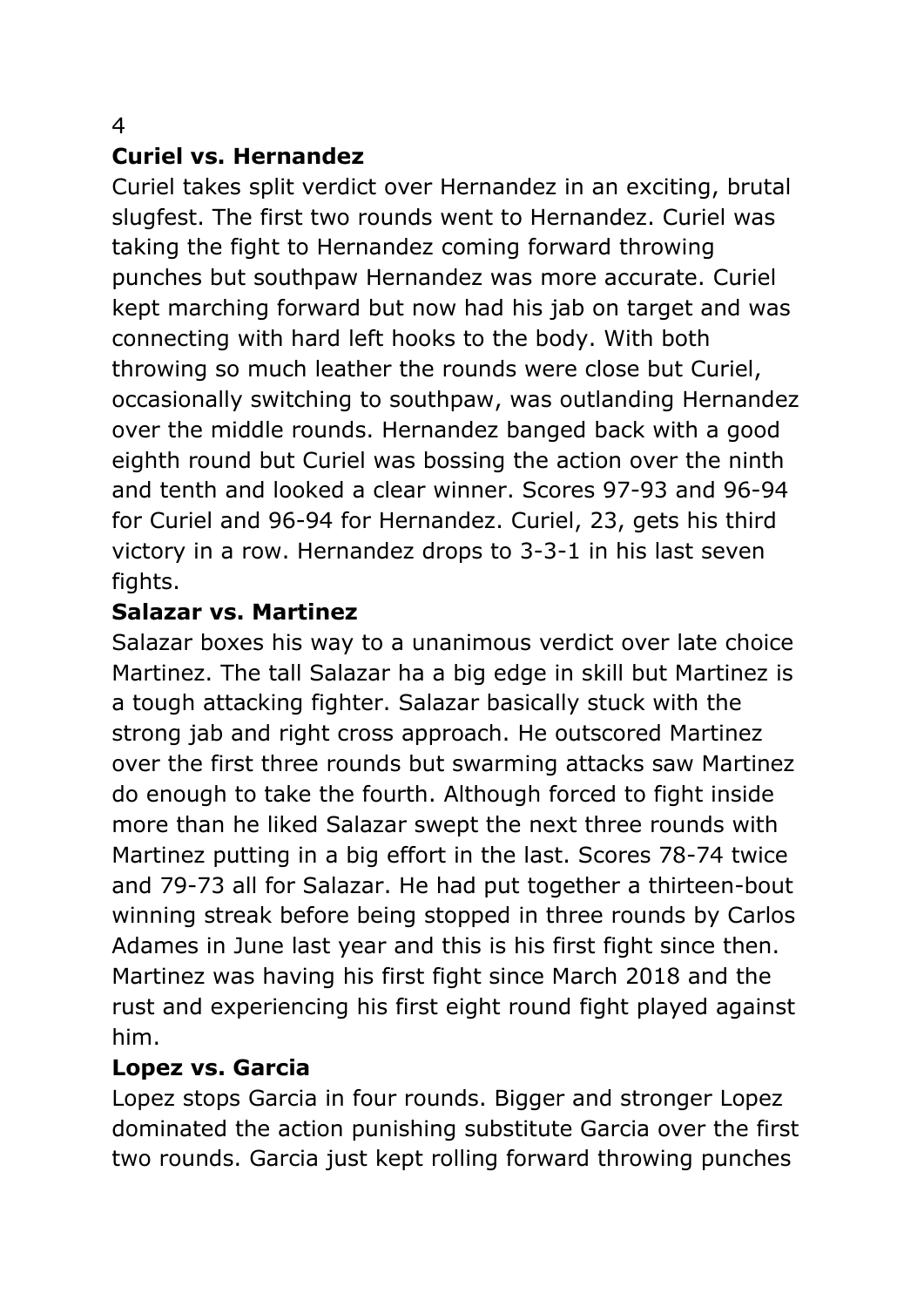**Curiel vs. Hernandez**

Curiel takes split verdict over Hernandez in an exciting, brutal slugfest. The first two rounds went to Hernandez. Curiel was taking the fight to Hernandez coming forward throwing punches but southpaw Hernandez was more accurate. Curiel kept marching forward but now had his jab on target and was connecting with hard left hooks to the body. With both throwing so much leather the rounds were close but Curiel, occasionally switching to southpaw, was outlanding Hernandez over the middle rounds. Hernandez banged back with a good eighth round but Curiel was bossing the action over the ninth and tenth and looked a clear winner. Scores 97-93 and 96-94 for Curiel and 96-94 for Hernandez. Curiel, 23, gets his third victory in a row. Hernandez drops to 3-3-1 in his last seven fights.

**Salazar vs. Martinez**

Salazar boxes his way to a unanimous verdict over late choice Martinez. The tall Salazar ha a big edge in skill but Martinez is a tough attacking fighter. Salazar basically stuck with the strong jab and right cross approach. He outscored Martinez over the first three rounds but swarming attacks saw Martinez do enough to take the fourth. Although forced to fight inside more than he liked Salazar swept the next three rounds with Martinez putting in a big effort in the last. Scores 78-74 twice and 79-73 all for Salazar. He had put together a thirteen-bout winning streak before being stopped in three rounds by Carlos Adames in June last year and this is his first fight since then. Martinez was having his first fight since March 2018 and the rust and experiencing his first eight round fight played against him.

**Lopez vs. Garcia**

Lopez stops Garcia in four rounds. Bigger and stronger Lopez dominated the action punishing substitute Garcia over the first two rounds. Garcia just kept rolling forward throwing punches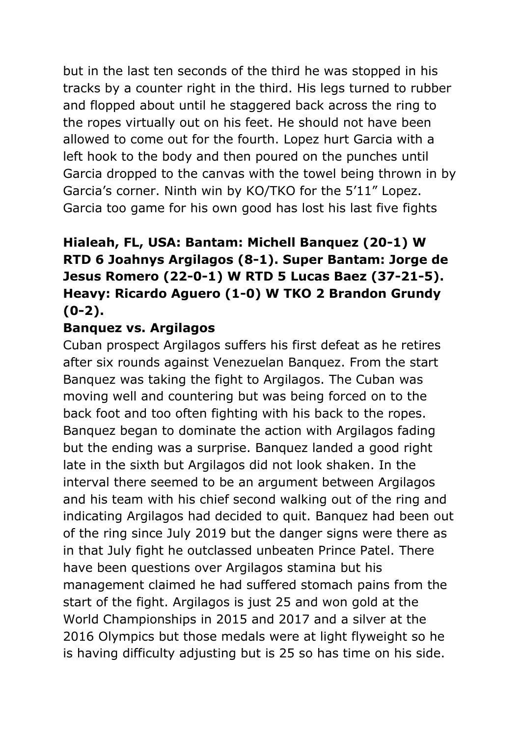but in the last ten seconds of the third he was stopped in his tracks by a counter right in the third. His legs turned to rubber and flopped about until he staggered back across the ring to the ropes virtually out on his feet. He should not have been allowed to come out for the fourth. Lopez hurt Garcia with a left hook to the body and then poured on the punches until Garcia dropped to the canvas with the towel being thrown in by Garcia's corner. Ninth win by KO/TKO for the 5'11" Lopez. Garcia too game for his own good has lost his last five fights

**Hialeah, FL, USA: Bantam: Michell Banquez (20-1) W RTD 6 Joahnys Argilagos (8-1). Super Bantam: Jorge de Jesus Romero (22-0-1) W RTD 5 Lucas Baez (37-21-5). Heavy: Ricardo Aguero (1-0) W TKO 2 Brandon Grundy (0-2).**

**Banquez vs. Argilagos**

Cuban prospect Argilagos suffers his first defeat as he retires after six rounds against Venezuelan Banquez. From the start Banquez was taking the fight to Argilagos. The Cuban was moving well and countering but was being forced on to the back foot and too often fighting with his back to the ropes. Banquez began to dominate the action with Argilagos fading but the ending was a surprise. Banquez landed a good right late in the sixth but Argilagos did not look shaken. In the interval there seemed to be an argument between Argilagos and his team with his chief second walking out of the ring and indicating Argilagos had decided to quit. Banquez had been out of the ring since July 2019 but the danger signs were there as in that July fight he outclassed unbeaten Prince Patel. There have been questions over Argilagos stamina but his management claimed he had suffered stomach pains from the start of the fight. Argilagos is just 25 and won gold at the World Championships in 2015 and 2017 and a silver at the 2016 Olympics but those medals were at light flyweight so he is having difficulty adjusting but is 25 so has time on his side.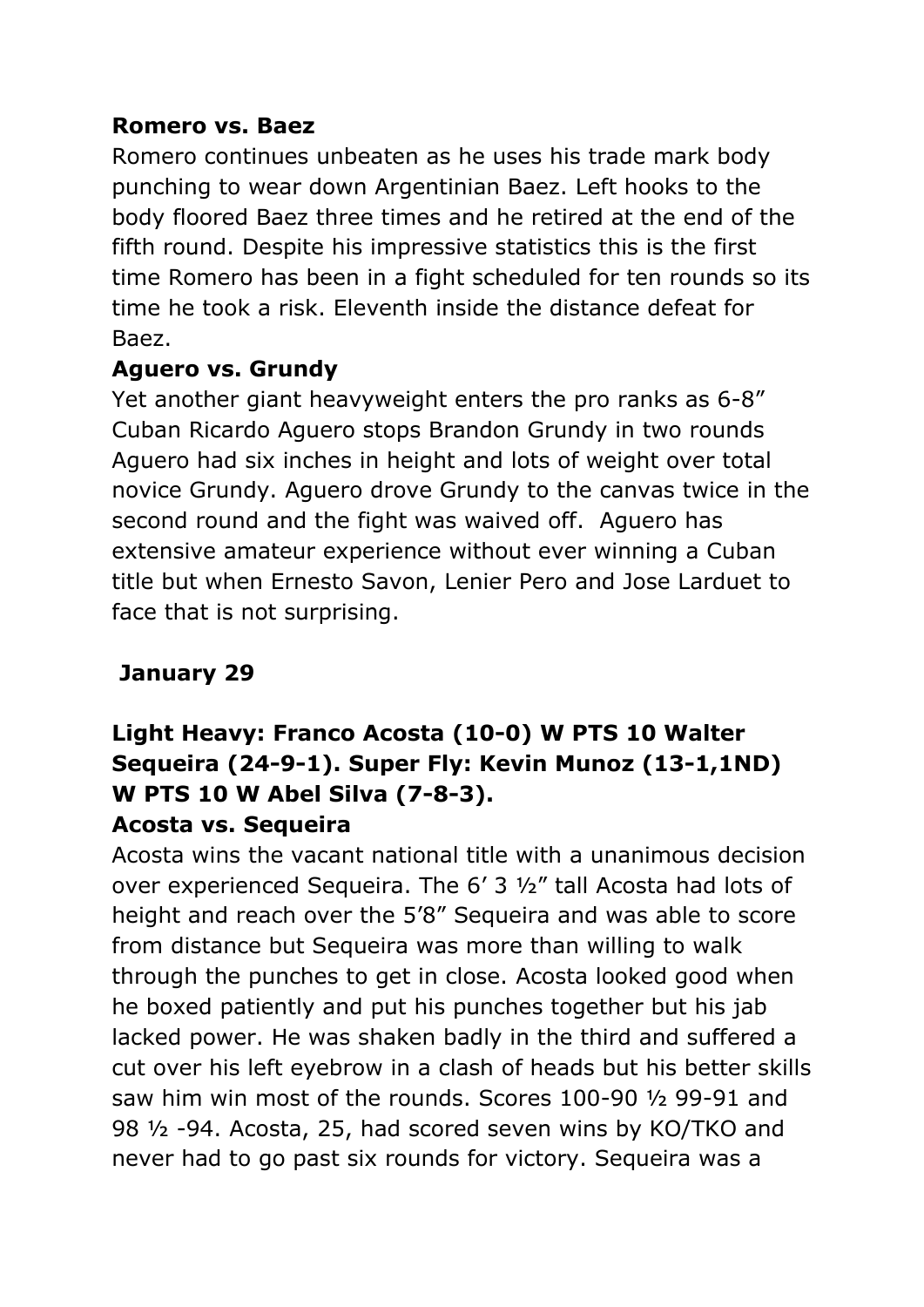**Romero vs. Baez**

Romero continues unbeaten as he uses his trade mark body punching to wear down Argentinian Baez. Left hooks to the body floored Baez three times and he retired at the end of the fifth round. Despite his impressive statistics this is the first time Romero has been in a fight scheduled for ten rounds so its time he took a risk. Eleventh inside the distance defeat for Baez.

**Aguero vs. Grundy**

Yet another giant heavyweight enters the pro ranks as 6-8" Cuban Ricardo Aguero stops Brandon Grundy in two rounds Aguero had six inches in height and lots of weight over total novice Grundy. Aguero drove Grundy to the canvas twice in the second round and the fight was waived off. Aguero has extensive amateur experience without ever winning a Cuban title but when Ernesto Savon, Lenier Pero and Jose Larduet to face that is not surprising.

**January 29**

**Light Heavy: Franco Acosta (10-0) W PTS 10 Walter Sequeira (24-9-1). Super Fly: Kevin Munoz (13-1,1ND) W PTS 10 W Abel Silva (7-8-3).**

**Acosta vs. Sequeira**

Acosta wins the vacant national title with a unanimous decision over experienced Sequeira. The 6' 3 ½" tall Acosta had lots of height and reach over the 5'8" Sequeira and was able to score from distance but Sequeira was more than willing to walk through the punches to get in close. Acosta looked good when he boxed patiently and put his punches together but his jab lacked power. He was shaken badly in the third and suffered a cut over his left eyebrow in a clash of heads but his better skills saw him win most of the rounds. Scores 100-90 ½ 99-91 and 98 ½ -94. Acosta, 25, had scored seven wins by KO/TKO and never had to go past six rounds for victory. Sequeira was a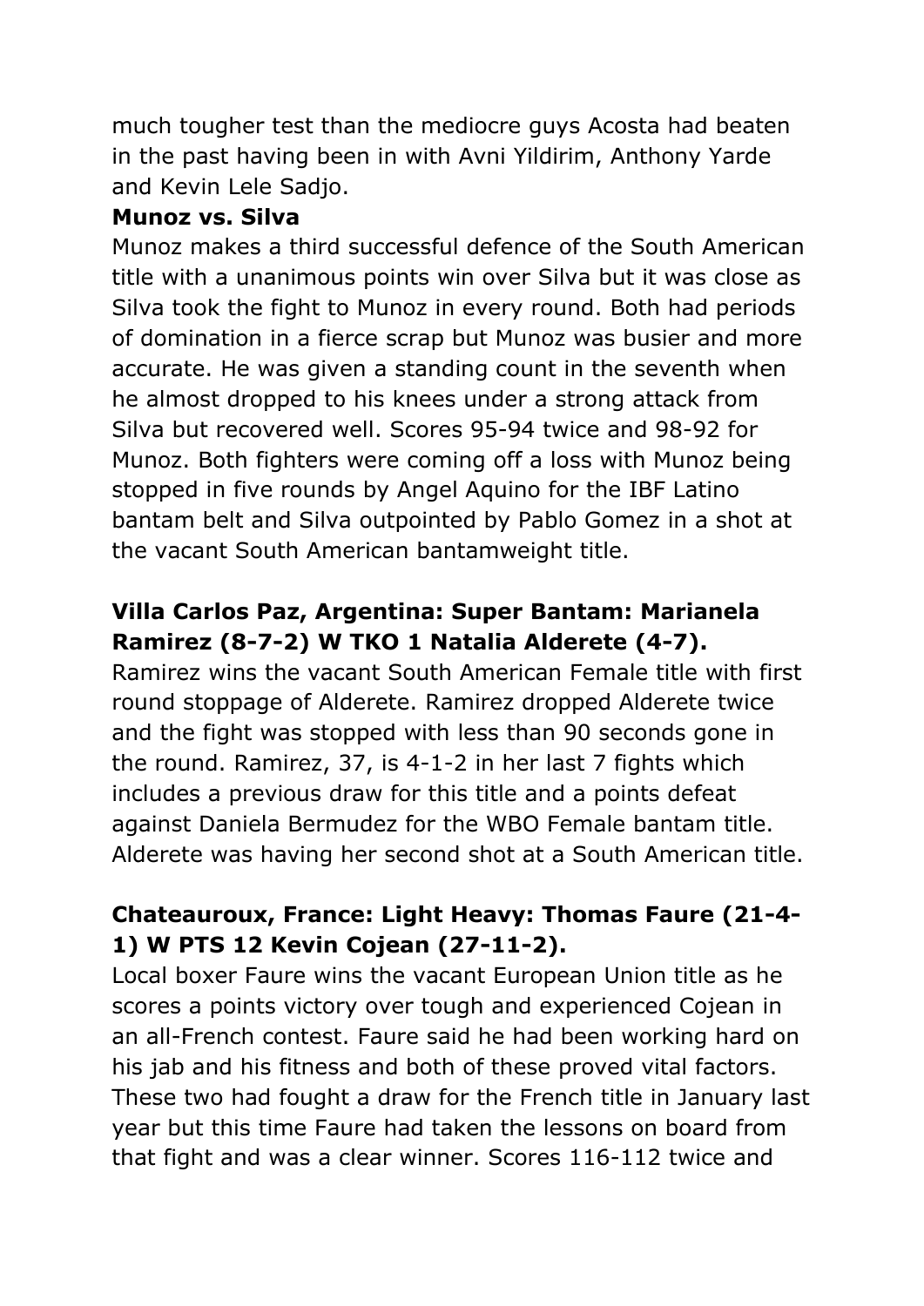much tougher test than the mediocre guys Acosta had beaten in the past having been in with Avni Yildirim, Anthony Yarde and Kevin Lele Sadjo.

**Munoz vs. Silva**

Munoz makes a third successful defence of the South American title with a unanimous points win over Silva but it was close as Silva took the fight to Munoz in every round. Both had periods of domination in a fierce scrap but Munoz was busier and more accurate. He was given a standing count in the seventh when he almost dropped to his knees under a strong attack from Silva but recovered well. Scores 95-94 twice and 98-92 for Munoz. Both fighters were coming off a loss with Munoz being stopped in five rounds by Angel Aquino for the IBF Latino bantam belt and Silva outpointed by Pablo Gomez in a shot at the vacant South American bantamweight title.

**Villa Carlos Paz, Argentina: Super Bantam: Marianela Ramirez (8-7-2) W TKO 1 Natalia Alderete (4-7).**

Ramirez wins the vacant South American Female title with first round stoppage of Alderete. Ramirez dropped Alderete twice and the fight was stopped with less than 90 seconds gone in the round. Ramirez, 37, is 4-1-2 in her last 7 fights which includes a previous draw for this title and a points defeat against Daniela Bermudez for the WBO Female bantam title. Alderete was having her second shot at a South American title.

**Chateauroux, France: Light Heavy: Thomas Faure (21-4-1) W PTS 12 Kevin Cojean (27-11-2).**

Local boxer Faure wins the vacant European Union title as he scores a points victory over tough and experienced Cojean in an all-French contest. Faure said he had been working hard on his jab and his fitness and both of these proved vital factors. These two had fought a draw for the French title in January last year but this time Faure had taken the lessons on board from that fight and was a clear winner. Scores 116-112 twice and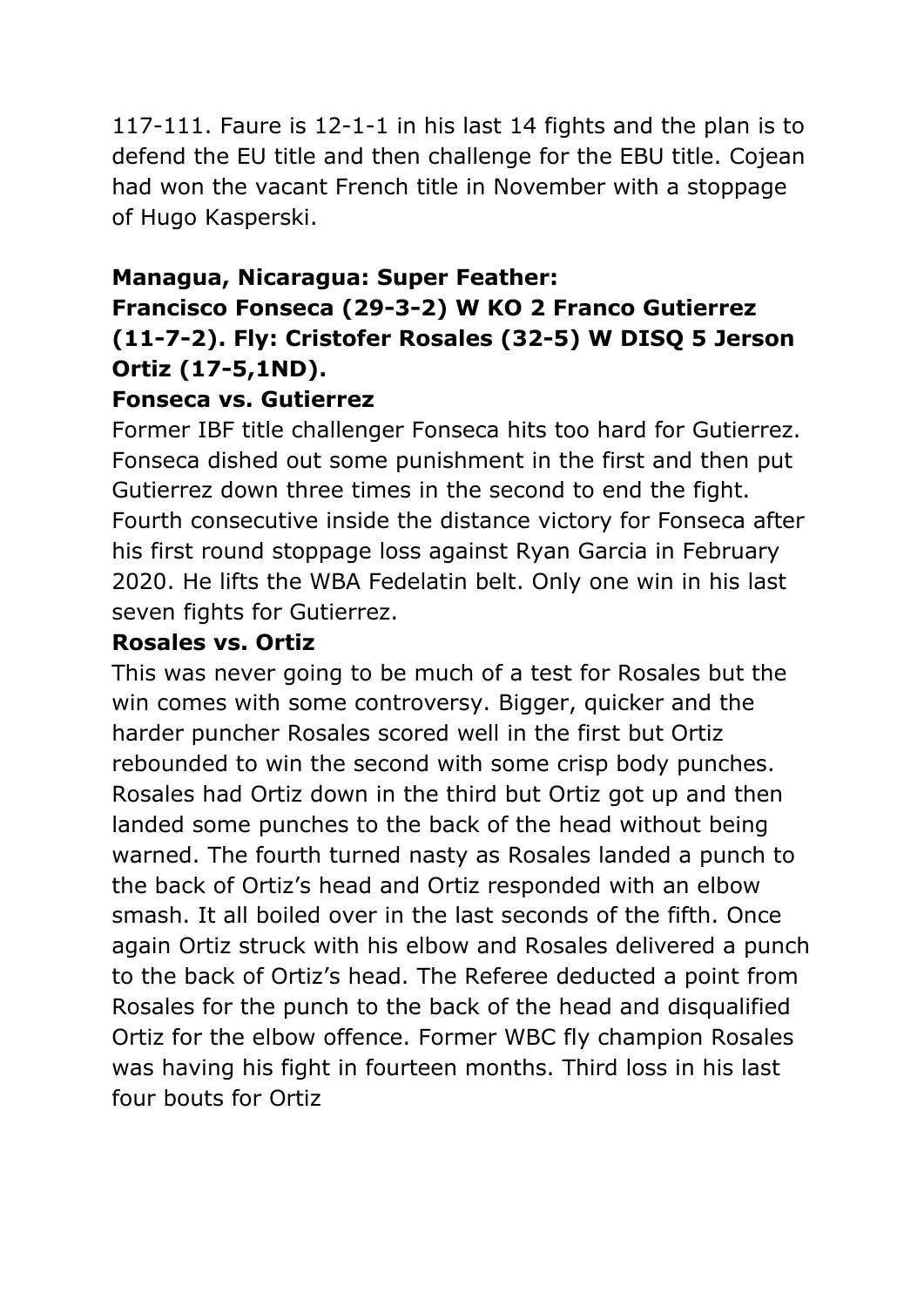117-111. Faure is 12-1-1 in his last 14 fights and the plan is to defend the EU title and then challenge for the EBU title. Cojean had won the vacant French title in November with a stoppage of Hugo Kasperski.

**Managua, Nicaragua: Super Feather:**
**Francisco Fonseca (29-3-2) W KO 2 Franco Gutierrez (11-7-2). Fly: Cristofer Rosales (32-5) W DISQ 5 Jerson Ortiz (17-5,1ND).**

**Fonseca vs. Gutierrez**

Former IBF title challenger Fonseca hits too hard for Gutierrez. Fonseca dished out some punishment in the first and then put Gutierrez down three times in the second to end the fight. Fourth consecutive inside the distance victory for Fonseca after his first round stoppage loss against Ryan Garcia in February 2020. He lifts the WBA Fedelatin belt. Only one win in his last seven fights for Gutierrez.

**Rosales vs. Ortiz**

This was never going to be much of a test for Rosales but the win comes with some controversy. Bigger, quicker and the harder puncher Rosales scored well in the first but Ortiz rebounded to win the second with some crisp body punches. Rosales had Ortiz down in the third but Ortiz got up and then landed some punches to the back of the head without being warned. The fourth turned nasty as Rosales landed a punch to the back of Ortiz's head and Ortiz responded with an elbow smash. It all boiled over in the last seconds of the fifth. Once again Ortiz struck with his elbow and Rosales delivered a punch to the back of Ortiz's head. The Referee deducted a point from Rosales for the punch to the back of the head and disqualified Ortiz for the elbow offence. Former WBC fly champion Rosales was having his fight in fourteen months. Third loss in his last four bouts for Ortiz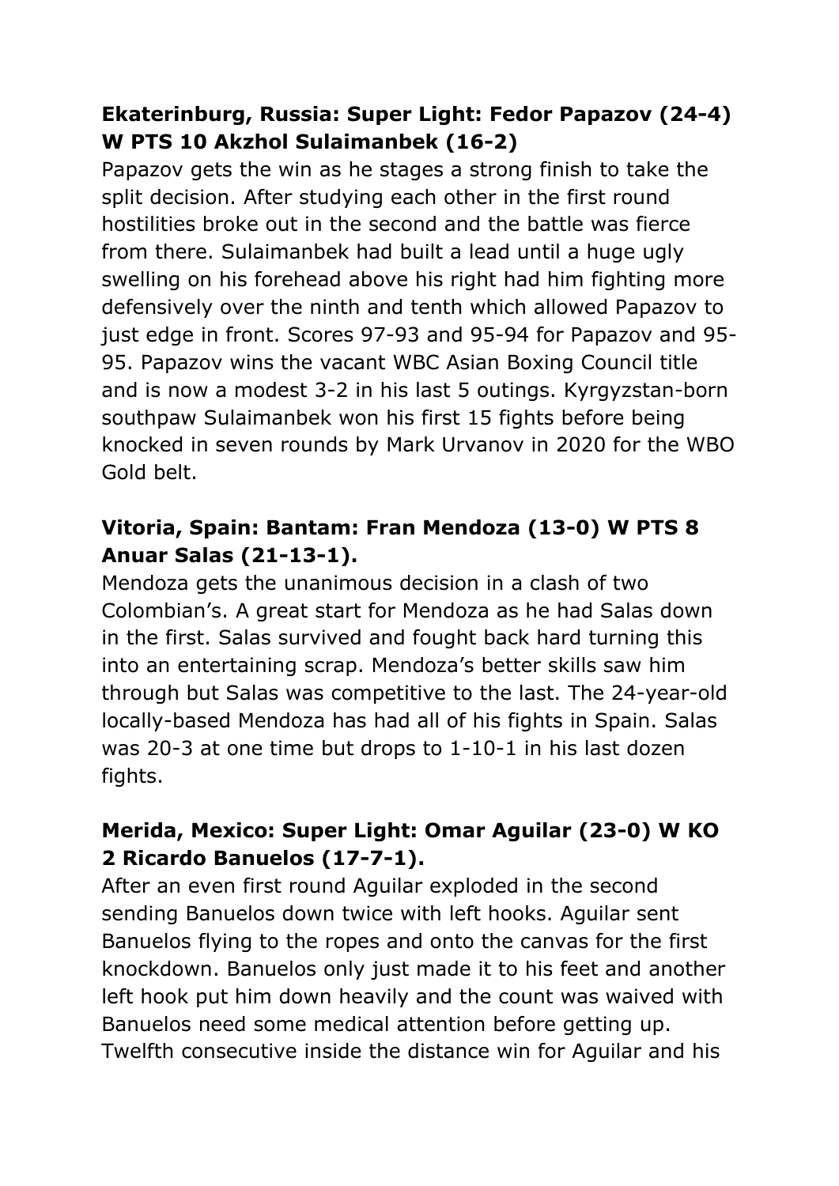**Ekaterinburg, Russia: Super Light: Fedor Papazov (24-4) W PTS 10 Akzhol Sulaimanbek (16-2)**

Papazov gets the win as he stages a strong finish to take the split decision. After studying each other in the first round hostilities broke out in the second and the battle was fierce from there. Sulaimanbek had built a lead until a huge ugly swelling on his forehead above his right had him fighting more defensively over the ninth and tenth which allowed Papazov to just edge in front. Scores 97-93 and 95-94 for Papazov and 95-95. Papazov wins the vacant WBC Asian Boxing Council title and is now a modest 3-2 in his last 5 outings. Kyrgyzstan-born southpaw Sulaimanbek won his first 15 fights before being knocked in seven rounds by Mark Urvanov in 2020 for the WBO Gold belt.

**Vitoria, Spain: Bantam: Fran Mendoza (13-0) W PTS 8 Anuar Salas (21-13-1).**

Mendoza gets the unanimous decision in a clash of two Colombian's. A great start for Mendoza as he had Salas down in the first. Salas survived and fought back hard turning this into an entertaining scrap. Mendoza's better skills saw him through but Salas was competitive to the last. The 24-year-old locally-based Mendoza has had all of his fights in Spain. Salas was 20-3 at one time but drops to 1-10-1 in his last dozen fights.

**Merida, Mexico: Super Light: Omar Aguilar (23-0) W KO 2 Ricardo Banuelos (17-7-1).**

After an even first round Aguilar exploded in the second sending Banuelos down twice with left hooks. Aguilar sent Banuelos flying to the ropes and onto the canvas for the first knockdown. Banuelos only just made it to his feet and another left hook put him down heavily and the count was waived with Banuelos need some medical attention before getting up. Twelfth consecutive inside the distance win for Aguilar and his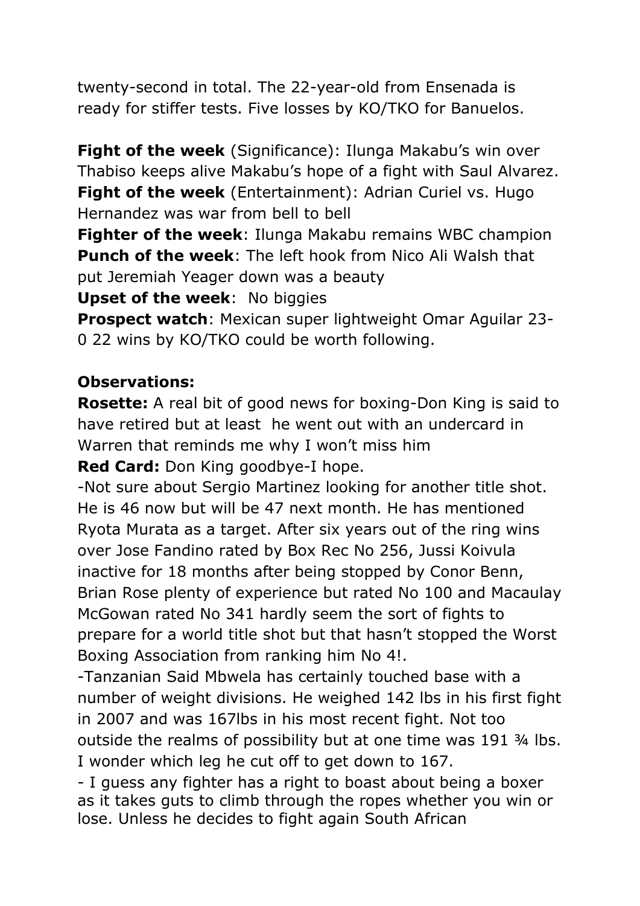twenty-second in total. The 22-year-old from Ensenada is ready for stiffer tests. Five losses by KO/TKO for Banuelos.

**Fight of the week** (Significance): Ilunga Makabu's win over Thabiso keeps alive Makabu's hope of a fight with Saul Alvarez.
**Fight of the week** (Entertainment): Adrian Curiel vs. Hugo Hernandez was war from bell to bell
**Fighter of the week**: Ilunga Makabu remains WBC champion
**Punch of the week**: The left hook from Nico Ali Walsh that put Jeremiah Yeager down was a beauty
**Upset of the week**: No biggies
**Prospect watch**: Mexican super lightweight Omar Aguilar 23-0 22 wins by KO/TKO could be worth following.

**Observations:**
**Rosette:** A real bit of good news for boxing-Don King is said to have retired but at least he went out with an undercard in Warren that reminds me why I won't miss him
**Red Card:** Don King goodbye-I hope.
-Not sure about Sergio Martinez looking for another title shot. He is 46 now but will be 47 next month. He has mentioned Ryota Murata as a target. After six years out of the ring wins over Jose Fandino rated by Box Rec No 256, Jussi Koivula inactive for 18 months after being stopped by Conor Benn, Brian Rose plenty of experience but rated No 100 and Macaulay McGowan rated No 341 hardly seem the sort of fights to prepare for a world title shot but that hasn't stopped the Worst Boxing Association from ranking him No 4!.
-Tanzanian Said Mbwela has certainly touched base with a number of weight divisions. He weighed 142 lbs in his first fight in 2007 and was 167lbs in his most recent fight. Not too outside the realms of possibility but at one time was 191 ¾ lbs. I wonder which leg he cut off to get down to 167.
- I guess any fighter has a right to boast about being a boxer as it takes guts to climb through the ropes whether you win or lose. Unless he decides to fight again South African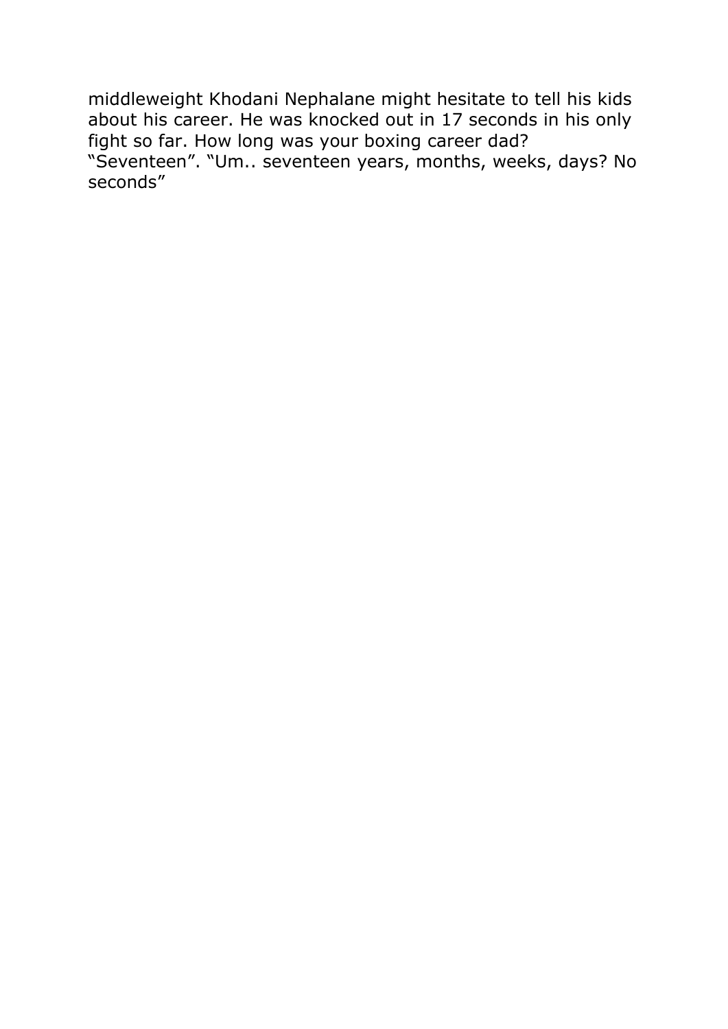middleweight Khodani Nephalane might hesitate to tell his kids about his career. He was knocked out in 17 seconds in his only fight so far. How long was your boxing career dad? "Seventeen". "Um.. seventeen years, months, weeks, days? No seconds"